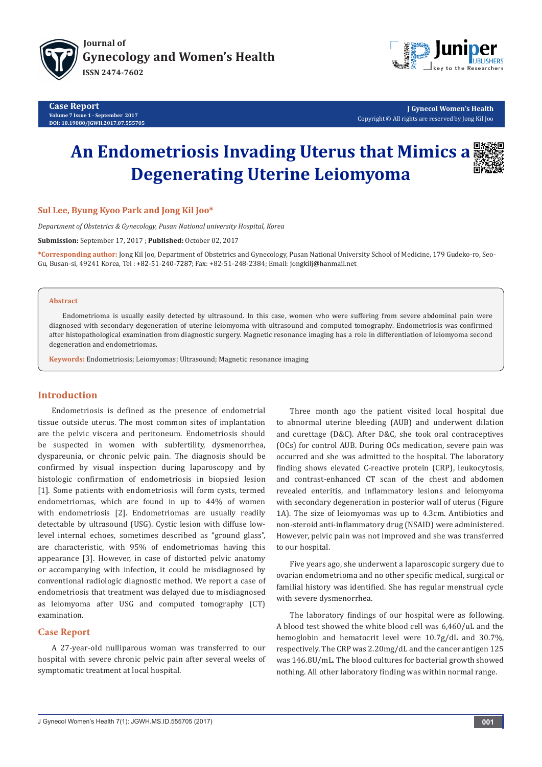# An Endometriosis Invading Uterus that Mimics a Degenerating Uterine Leiomyoma

**Sul Lee, Byung Kyoo Park and Jong Kil Joo***

*Department of Obstetrics & Gynecology, Pusan National university Hospital, Korea*

**Submission:** September 17, 2017 ; **Published:** October 02, 2017

***Corresponding author:** Jong Kil Joo, Department of Obstetrics and Gynecology, Pusan National University School of Medicine, 179 Gudeko-ro, Seo-Gu, Busan-si, 49241 Korea, Tel : +82-51-240-7287; Fax: +82-51-248-2384; Email: jongkilj@hanmail.net

## Abstract

Endometrioma is usually easily detected by ultrasound. In this case, women who were suffering from severe abdominal pain were diagnosed with secondary degeneration of uterine leiomyoma with ultrasound and computed tomography. Endometriosis was confirmed after histopathological examination from diagnostic surgery. Magnetic resonance imaging has a role in differentiation of leiomyoma second degeneration and endometriomas.

**Keywords:** Endometriosis; Leiomyomas; Ultrasound; Magnetic resonance imaging

## Introduction

Endometriosis is defined as the presence of endometrial tissue outside uterus. The most common sites of implantation are the pelvic viscera and peritoneum. Endometriosis should be suspected in women with subfertility, dysmenorrhea, dyspareunia, or chronic pelvic pain. The diagnosis should be confirmed by visual inspection during laparoscopy and by histologic confirmation of endometriosis in biopsied lesion [1]. Some patients with endometriosis will form cysts, termed endometriomas, which are found in up to 44% of women with endometriosis [2]. Endometriomas are usually readily detectable by ultrasound (USG). Cystic lesion with diffuse low-level internal echoes, sometimes described as "ground glass", are characteristic, with 95% of endometriomas having this appearance [3]. However, in case of distorted pelvic anatomy or accompanying with infection, it could be misdiagnosed by conventional radiologic diagnostic method. We report a case of endometriosis that treatment was delayed due to misdiagnosed as leiomyoma after USG and computed tomography (CT) examination.

## Case Report

A 27-year-old nulliparous woman was transferred to our hospital with severe chronic pelvic pain after several weeks of symptomatic treatment at local hospital.

Three month ago the patient visited local hospital due to abnormal uterine bleeding (AUB) and underwent dilation and curettage (D&C). After D&C, she took oral contraceptives (OCs) for control AUB. During OCs medication, severe pain was occurred and she was admitted to the hospital. The laboratory finding shows elevated C-reactive protein (CRP), leukocytosis, and contrast-enhanced CT scan of the chest and abdomen revealed enteritis, and inflammatory lesions and leiomyoma with secondary degeneration in posterior wall of uterus (Figure 1A). The size of leiomyomas was up to 4.3cm. Antibiotics and non-steroid anti-inflammatory drug (NSAID) were administered. However, pelvic pain was not improved and she was transferred to our hospital.

Five years ago, she underwent a laparoscopic surgery due to ovarian endometrioma and no other specific medical, surgical or familial history was identified. She has regular menstrual cycle with severe dysmenorrhea.

The laboratory findings of our hospital were as following. A blood test showed the white blood cell was 6,460/uL and the hemoglobin and hematocrit level were 10.7g/dL and 30.7%, respectively. The CRP was 2.20mg/dL and the cancer antigen 125 was 146.8U/mL. The blood cultures for bacterial growth showed nothing. All other laboratory finding was within normal range.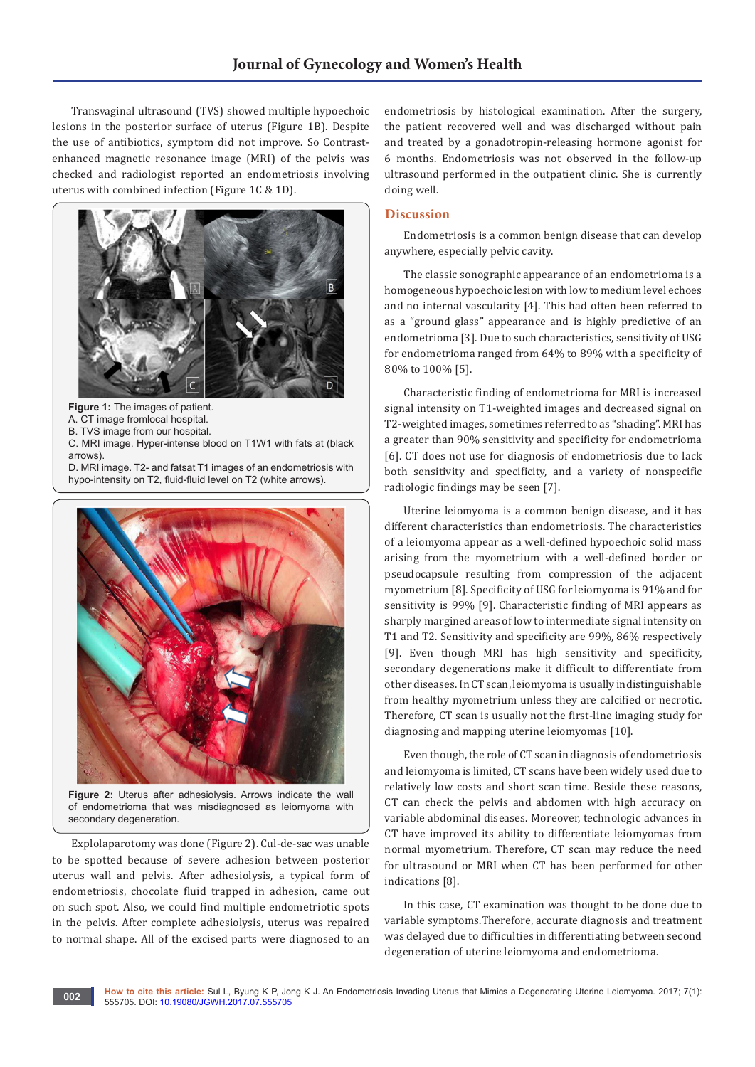Transvaginal ultrasound (TVS) showed multiple hypoechoic lesions in the posterior surface of uterus (Figure 1B). Despite the use of antibiotics, symptom did not improve. So Contrast-enhanced magnetic resonance image (MRI) of the pelvis was checked and radiologist reported an endometriosis involving uterus with combined infection (Figure 1C & 1D).

**Figure 1:** The images of patient.
A. CT image fromlocal hospital.
B. TVS image from our hospital.
C. MRI image. Hyper-intense blood on T1W1 with fats at (black arrows).
D. MRI image. T2- and fatsat T1 images of an endometriosis with hypo-intensity on T2, fluid-fluid level on T2 (white arrows).

**Figure 2:** Uterus after adhesiolysis. Arrows indicate the wall of endometrioma that was misdiagnosed as leiomyoma with secondary degeneration.

Explolaparotomy was done (Figure 2). Cul-de-sac was unable to be spotted because of severe adhesion between posterior uterus wall and pelvis. After adhesiolysis, a typical form of endometriosis, chocolate fluid trapped in adhesion, came out on such spot. Also, we could find multiple endometriotic spots in the pelvis. After complete adhesiolysis, uterus was repaired to normal shape. All of the excised parts were diagnosed to an endometriosis by histological examination. After the surgery, the patient recovered well and was discharged without pain and treated by a gonadotropin-releasing hormone agonist for 6 months. Endometriosis was not observed in the follow-up ultrasound performed in the outpatient clinic. She is currently doing well.

## Discussion

Endometriosis is a common benign disease that can develop anywhere, especially pelvic cavity.

The classic sonographic appearance of an endometrioma is a homogeneous hypoechoic lesion with low to medium level echoes and no internal vascularity [4]. This had often been referred to as a "ground glass" appearance and is highly predictive of an endometrioma [3]. Due to such characteristics, sensitivity of USG for endometrioma ranged from 64% to 89% with a specificity of 80% to 100% [5].

Characteristic finding of endometrioma for MRI is increased signal intensity on T1-weighted images and decreased signal on T2-weighted images, sometimes referred to as "shading". MRI has a greater than 90% sensitivity and specificity for endometrioma [6]. CT does not use for diagnosis of endometriosis due to lack both sensitivity and specificity, and a variety of nonspecific radiologic findings may be seen [7].

Uterine leiomyoma is a common benign disease, and it has different characteristics than endometriosis. The characteristics of a leiomyoma appear as a well-defined hypoechoic solid mass arising from the myometrium with a well-defined border or pseudocapsule resulting from compression of the adjacent myometrium [8]. Specificity of USG for leiomyoma is 91% and for sensitivity is 99% [9]. Characteristic finding of MRI appears as sharply margined areas of low to intermediate signal intensity on T1 and T2. Sensitivity and specificity are 99%, 86% respectively [9]. Even though MRI has high sensitivity and specificity, secondary degenerations make it difficult to differentiate from other diseases. In CT scan, leiomyoma is usually indistinguishable from healthy myometrium unless they are calcified or necrotic. Therefore, CT scan is usually not the first-line imaging study for diagnosing and mapping uterine leiomyomas [10].

Even though, the role of CT scan in diagnosis of endometriosis and leiomyoma is limited, CT scans have been widely used due to relatively low costs and short scan time. Beside these reasons, CT can check the pelvis and abdomen with high accuracy on variable abdominal diseases. Moreover, technologic advances in CT have improved its ability to differentiate leiomyomas from normal myometrium. Therefore, CT scan may reduce the need for ultrasound or MRI when CT has been performed for other indications [8].

In this case, CT examination was thought to be done due to variable symptoms.Therefore, accurate diagnosis and treatment was delayed due to difficulties in differentiating between second degeneration of uterine leiomyoma and endometrioma.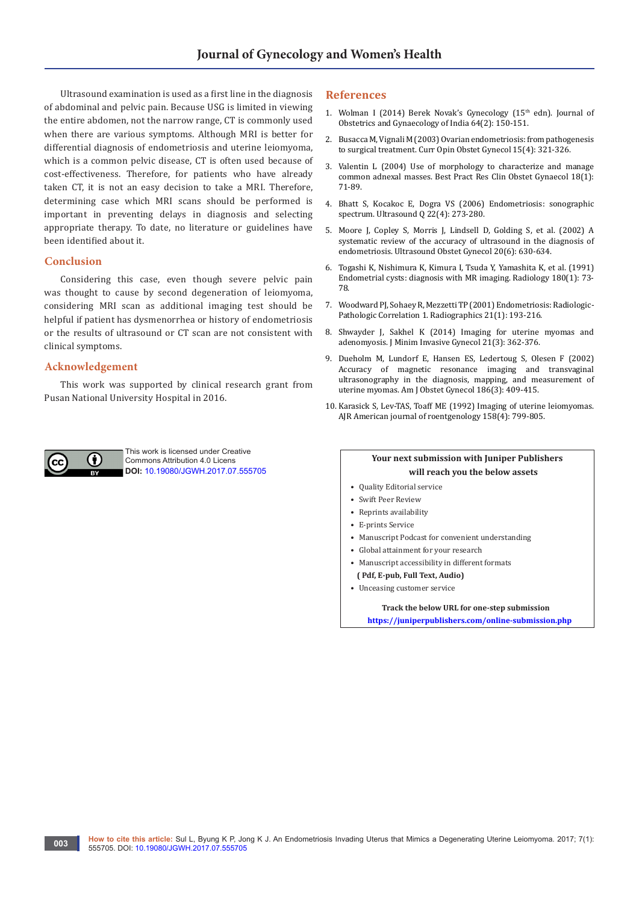Ultrasound examination is used as a first line in the diagnosis of abdominal and pelvic pain. Because USG is limited in viewing the entire abdomen, not the narrow range, CT is commonly used when there are various symptoms. Although MRI is better for differential diagnosis of endometriosis and uterine leiomyoma, which is a common pelvic disease, CT is often used because of cost-effectiveness. Therefore, for patients who have already taken CT, it is not an easy decision to take a MRI. Therefore, determining case which MRI scans should be performed is important in preventing delays in diagnosis and selecting appropriate therapy. To date, no literature or guidelines have been identified about it.

## Conclusion

Considering this case, even though severe pelvic pain was thought to cause by second degeneration of leiomyoma, considering MRI scan as additional imaging test should be helpful if patient has dysmenorrhea or history of endometriosis or the results of ultrasound or CT scan are not consistent with clinical symptoms.

## Acknowledgement

This work was supported by clinical research grant from Pusan National University Hospital in 2016.

## References

1. Wolman I (2014) Berek Novak's Gynecology (15th edn). Journal of Obstetrics and Gynaecology of India 64(2): 150-151.
2. Busacca M, Vignali M (2003) Ovarian endometriosis: from pathogenesis to surgical treatment. Curr Opin Obstet Gynecol 15(4): 321-326.
3. Valentin L (2004) Use of morphology to characterize and manage common adnexal masses. Best Pract Res Clin Obstet Gynaecol 18(1): 71-89.
4. Bhatt S, Kocakoc E, Dogra VS (2006) Endometriosis: sonographic spectrum. Ultrasound Q 22(4): 273-280.
5. Moore J, Copley S, Morris J, Lindsell D, Golding S, et al. (2002) A systematic review of the accuracy of ultrasound in the diagnosis of endometriosis. Ultrasound Obstet Gynecol 20(6): 630-634.
6. Togashi K, Nishimura K, Kimura I, Tsuda Y, Yamashita K, et al. (1991) Endometrial cysts: diagnosis with MR imaging. Radiology 180(1): 73-78.
7. Woodward PJ, Sohaey R, Mezzetti TP (2001) Endometriosis: Radiologic-Pathologic Correlation 1. Radiographics 21(1): 193-216.
8. Shwayder J, Sakhel K (2014) Imaging for uterine myomas and adenomyosis. J Minim Invasive Gynecol 21(3): 362-376.
9. Dueholm M, Lundorf E, Hansen ES, Ledertoug S, Olesen F (2002) Accuracy of magnetic resonance imaging and transvaginal ultrasonography in the diagnosis, mapping, and measurement of uterine myomas. Am J Obstet Gynecol 186(3): 409-415.
10. Karasick S, Lev-TAS, Toaff ME (1992) Imaging of uterine leiomyomas. AJR American journal of roentgenology 158(4): 799-805.

This work is licensed under Creative Commons Attribution 4.0 Licens
**DOI:** 10.19080/JGWH.2017.07.555705

**Your next submission with Juniper Publishers will reach you the below assets**

- Quality Editorial service
- Swift Peer Review
- Reprints availability
- E-prints Service
- Manuscript Podcast for convenient understanding
- Global attainment for your research
- Manuscript accessibility in different formats
  **( Pdf, E-pub, Full Text, Audio)**
- Unceasing customer service

**Track the below URL for one-step submission**
**https://juniperpublishers.com/online-submission.php**

**How to cite this article:** Sul L, Byung K P, Jong K J. An Endometriosis Invading Uterus that Mimics a Degenerating Uterine Leiomyoma. 2017; 7(1): 555705. DOI: 10.19080/JGWH.2017.07.555705